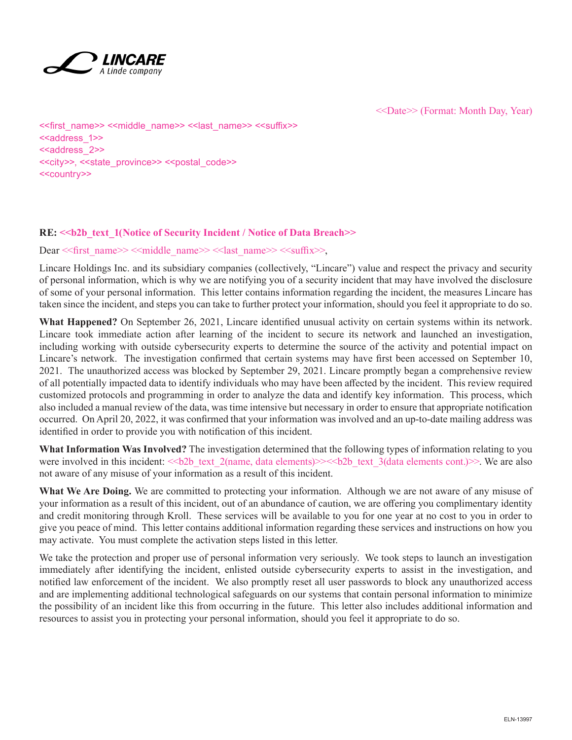LINCARE
A Linde company

<<Date>> (Format: Month Day, Year)

<<first_name>> <<middle_name>> <<last_name>> <<suffix>>
<<address_1>>
<<address_2>>
<<city>>, <<state_province>> <<postal_code>>
<<country>>

**RE: <<b2b_text_1(Notice of Security Incident / Notice of Data Breach>>**

Dear <<first_name>> <<middle_name>> <<last_name>> <<suffix>>,

Lincare Holdings Inc. and its subsidiary companies (collectively, "Lincare") value and respect the privacy and security of personal information, which is why we are notifying you of a security incident that may have involved the disclosure of some of your personal information. This letter contains information regarding the incident, the measures Lincare has taken since the incident, and steps you can take to further protect your information, should you feel it appropriate to do so.

**What Happened?** On September 26, 2021, Lincare identified unusual activity on certain systems within its network. Lincare took immediate action after learning of the incident to secure its network and launched an investigation, including working with outside cybersecurity experts to determine the source of the activity and potential impact on Lincare's network. The investigation confirmed that certain systems may have first been accessed on September 10, 2021. The unauthorized access was blocked by September 29, 2021. Lincare promptly began a comprehensive review of all potentially impacted data to identify individuals who may have been affected by the incident. This review required customized protocols and programming in order to analyze the data and identify key information. This process, which also included a manual review of the data, was time intensive but necessary in order to ensure that appropriate notification occurred. On April 20, 2022, it was confirmed that your information was involved and an up-to-date mailing address was identified in order to provide you with notification of this incident.

**What Information Was Involved?** The investigation determined that the following types of information relating to you were involved in this incident: <<b2b_text_2(name, data elements)>><<b2b_text_3(data elements cont.)>>. We are also not aware of any misuse of your information as a result of this incident.

**What We Are Doing.** We are committed to protecting your information. Although we are not aware of any misuse of your information as a result of this incident, out of an abundance of caution, we are offering you complimentary identity and credit monitoring through Kroll. These services will be available to you for one year at no cost to you in order to give you peace of mind. This letter contains additional information regarding these services and instructions on how you may activate. You must complete the activation steps listed in this letter.

We take the protection and proper use of personal information very seriously. We took steps to launch an investigation immediately after identifying the incident, enlisted outside cybersecurity experts to assist in the investigation, and notified law enforcement of the incident. We also promptly reset all user passwords to block any unauthorized access and are implementing additional technological safeguards on our systems that contain personal information to minimize the possibility of an incident like this from occurring in the future. This letter also includes additional information and resources to assist you in protecting your personal information, should you feel it appropriate to do so.

ELN-13997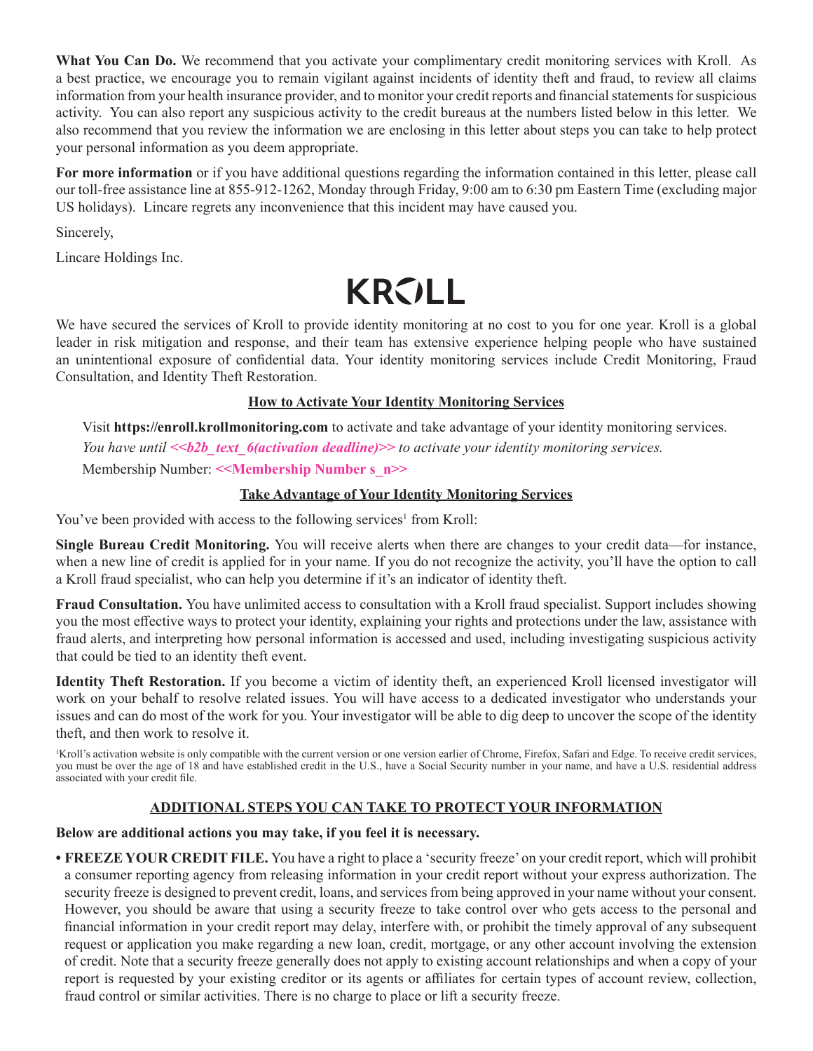**What You Can Do.** We recommend that you activate your complimentary credit monitoring services with Kroll. As a best practice, we encourage you to remain vigilant against incidents of identity theft and fraud, to review all claims information from your health insurance provider, and to monitor your credit reports and financial statements for suspicious activity. You can also report any suspicious activity to the credit bureaus at the numbers listed below in this letter. We also recommend that you review the information we are enclosing in this letter about steps you can take to help protect your personal information as you deem appropriate.

**For more information** or if you have additional questions regarding the information contained in this letter, please call our toll-free assistance line at 855-912-1262, Monday through Friday, 9:00 am to 6:30 pm Eastern Time (excluding major US holidays). Lincare regrets any inconvenience that this incident may have caused you.

Sincerely,

Lincare Holdings Inc.

KROLL

We have secured the services of Kroll to provide identity monitoring at no cost to you for one year. Kroll is a global leader in risk mitigation and response, and their team has extensive experience helping people who have sustained an unintentional exposure of confidential data. Your identity monitoring services include Credit Monitoring, Fraud Consultation, and Identity Theft Restoration.

**How to Activate Your Identity Monitoring Services**

Visit **https://enroll.krollmonitoring.com** to activate and take advantage of your identity monitoring services.

*You have until **<<b2b_text_6(activation deadline)>>** to activate your identity monitoring services.*

Membership Number: **<<Membership Number s_n>>**

**Take Advantage of Your Identity Monitoring Services**

You've been provided with access to the following services[1] from Kroll:

**Single Bureau Credit Monitoring.** You will receive alerts when there are changes to your credit data—for instance, when a new line of credit is applied for in your name. If you do not recognize the activity, you'll have the option to call a Kroll fraud specialist, who can help you determine if it's an indicator of identity theft.

**Fraud Consultation.** You have unlimited access to consultation with a Kroll fraud specialist. Support includes showing you the most effective ways to protect your identity, explaining your rights and protections under the law, assistance with fraud alerts, and interpreting how personal information is accessed and used, including investigating suspicious activity that could be tied to an identity theft event.

**Identity Theft Restoration.** If you become a victim of identity theft, an experienced Kroll licensed investigator will work on your behalf to resolve related issues. You will have access to a dedicated investigator who understands your issues and can do most of the work for you. Your investigator will be able to dig deep to uncover the scope of the identity theft, and then work to resolve it.

[1]Kroll's activation website is only compatible with the current version or one version earlier of Chrome, Firefox, Safari and Edge. To receive credit services, you must be over the age of 18 and have established credit in the U.S., have a Social Security number in your name, and have a U.S. residential address associated with your credit file.

**ADDITIONAL STEPS YOU CAN TAKE TO PROTECT YOUR INFORMATION**

**Below are additional actions you may take, if you feel it is necessary.**

- **FREEZE YOUR CREDIT FILE.** You have a right to place a 'security freeze' on your credit report, which will prohibit a consumer reporting agency from releasing information in your credit report without your express authorization. The security freeze is designed to prevent credit, loans, and services from being approved in your name without your consent. However, you should be aware that using a security freeze to take control over who gets access to the personal and financial information in your credit report may delay, interfere with, or prohibit the timely approval of any subsequent request or application you make regarding a new loan, credit, mortgage, or any other account involving the extension of credit. Note that a security freeze generally does not apply to existing account relationships and when a copy of your report is requested by your existing creditor or its agents or affiliates for certain types of account review, collection, fraud control or similar activities. There is no charge to place or lift a security freeze.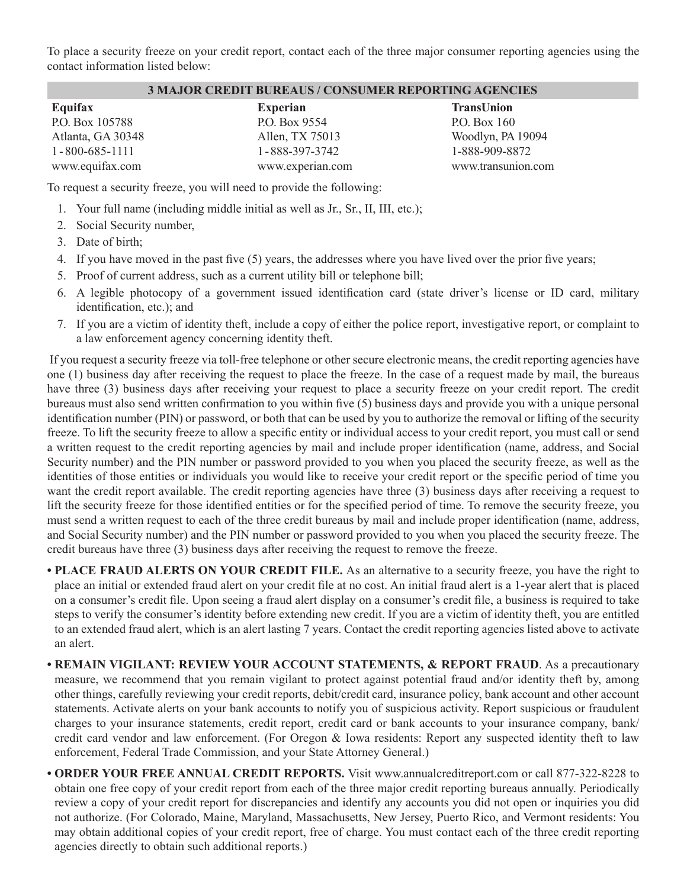To place a security freeze on your credit report, contact each of the three major consumer reporting agencies using the contact information listed below:

| 3 MAJOR CREDIT BUREAUS / CONSUMER REPORTING AGENCIES | | |
|---|---|---|
| **Equifax** | **Experian** | **TransUnion** |
| P.O. Box 105788 | P.O. Box 9554 | P.O. Box 160 |
| Atlanta, GA 30348 | Allen, TX 75013 | Woodlyn, PA 19094 |
| 1-800-685-1111 | 1-888-397-3742 | 1-888-909-8872 |
| www.equifax.com | www.experian.com | www.transunion.com |

To request a security freeze, you will need to provide the following:

1. Your full name (including middle initial as well as Jr., Sr., II, III, etc.);
2. Social Security number,
3. Date of birth;
4. If you have moved in the past five (5) years, the addresses where you have lived over the prior five years;
5. Proof of current address, such as a current utility bill or telephone bill;
6. A legible photocopy of a government issued identification card (state driver's license or ID card, military identification, etc.); and
7. If you are a victim of identity theft, include a copy of either the police report, investigative report, or complaint to a law enforcement agency concerning identity theft.

If you request a security freeze via toll-free telephone or other secure electronic means, the credit reporting agencies have one (1) business day after receiving the request to place the freeze. In the case of a request made by mail, the bureaus have three (3) business days after receiving your request to place a security freeze on your credit report. The credit bureaus must also send written confirmation to you within five (5) business days and provide you with a unique personal identification number (PIN) or password, or both that can be used by you to authorize the removal or lifting of the security freeze. To lift the security freeze to allow a specific entity or individual access to your credit report, you must call or send a written request to the credit reporting agencies by mail and include proper identification (name, address, and Social Security number) and the PIN number or password provided to you when you placed the security freeze, as well as the identities of those entities or individuals you would like to receive your credit report or the specific period of time you want the credit report available. The credit reporting agencies have three (3) business days after receiving a request to lift the security freeze for those identified entities or for the specified period of time. To remove the security freeze, you must send a written request to each of the three credit bureaus by mail and include proper identification (name, address, and Social Security number) and the PIN number or password provided to you when you placed the security freeze. The credit bureaus have three (3) business days after receiving the request to remove the freeze.

- **PLACE FRAUD ALERTS ON YOUR CREDIT FILE.** As an alternative to a security freeze, you have the right to place an initial or extended fraud alert on your credit file at no cost. An initial fraud alert is a 1-year alert that is placed on a consumer's credit file. Upon seeing a fraud alert display on a consumer's credit file, a business is required to take steps to verify the consumer's identity before extending new credit. If you are a victim of identity theft, you are entitled to an extended fraud alert, which is an alert lasting 7 years. Contact the credit reporting agencies listed above to activate an alert.
- **REMAIN VIGILANT: REVIEW YOUR ACCOUNT STATEMENTS, & REPORT FRAUD**. As a precautionary measure, we recommend that you remain vigilant to protect against potential fraud and/or identity theft by, among other things, carefully reviewing your credit reports, debit/credit card, insurance policy, bank account and other account statements. Activate alerts on your bank accounts to notify you of suspicious activity. Report suspicious or fraudulent charges to your insurance statements, credit report, credit card or bank accounts to your insurance company, bank/credit card vendor and law enforcement. (For Oregon & Iowa residents: Report any suspected identity theft to law enforcement, Federal Trade Commission, and your State Attorney General.)
- **ORDER YOUR FREE ANNUAL CREDIT REPORTS.** Visit www.annualcreditreport.com or call 877-322-8228 to obtain one free copy of your credit report from each of the three major credit reporting bureaus annually. Periodically review a copy of your credit report for discrepancies and identify any accounts you did not open or inquiries you did not authorize. (For Colorado, Maine, Maryland, Massachusetts, New Jersey, Puerto Rico, and Vermont residents: You may obtain additional copies of your credit report, free of charge. You must contact each of the three credit reporting agencies directly to obtain such additional reports.)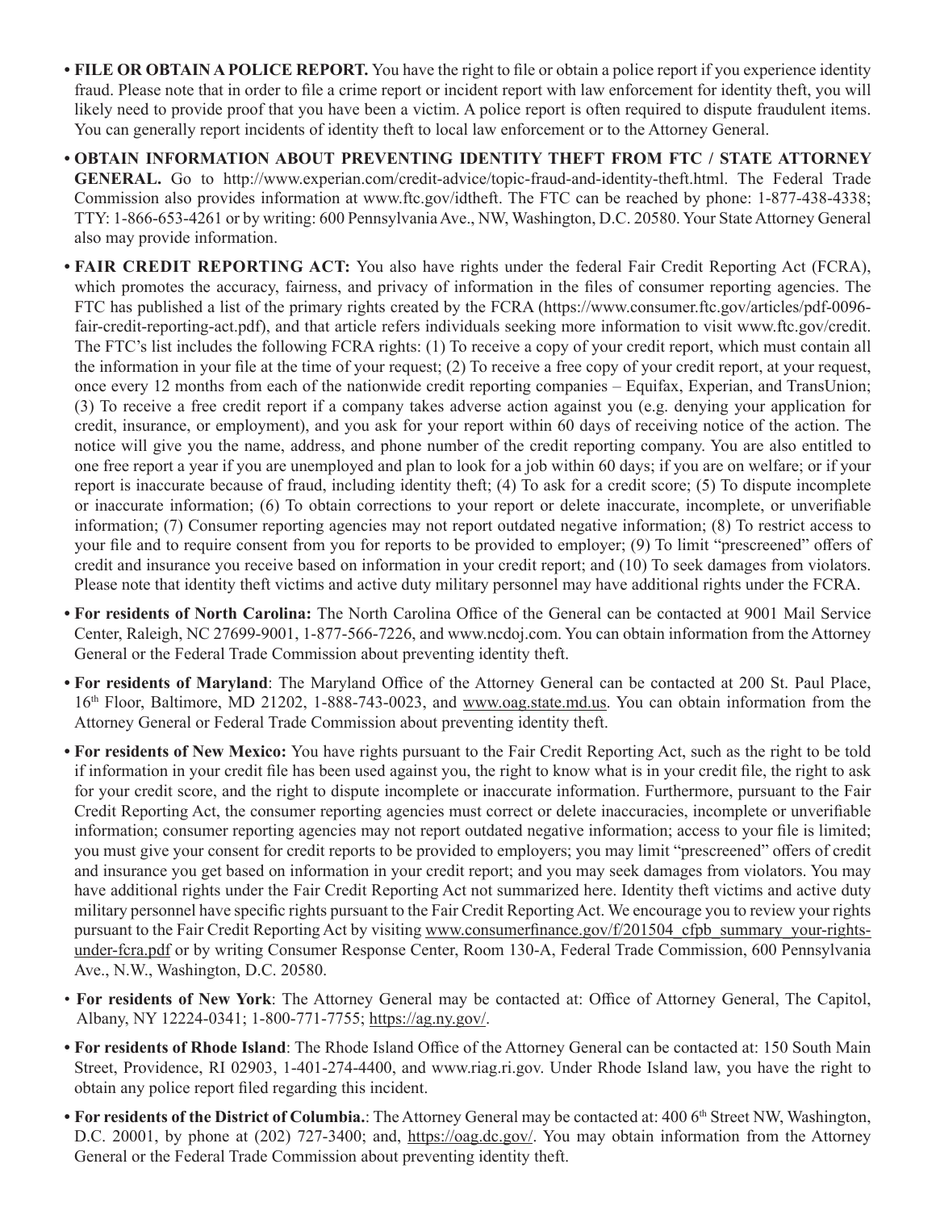- **FILE OR OBTAIN A POLICE REPORT.** You have the right to file or obtain a police report if you experience identity fraud. Please note that in order to file a crime report or incident report with law enforcement for identity theft, you will likely need to provide proof that you have been a victim. A police report is often required to dispute fraudulent items. You can generally report incidents of identity theft to local law enforcement or to the Attorney General.
- **OBTAIN INFORMATION ABOUT PREVENTING IDENTITY THEFT FROM FTC / STATE ATTORNEY GENERAL.** Go to http://www.experian.com/credit-advice/topic-fraud-and-identity-theft.html. The Federal Trade Commission also provides information at www.ftc.gov/idtheft. The FTC can be reached by phone: 1-877-438-4338; TTY: 1-866-653-4261 or by writing: 600 Pennsylvania Ave., NW, Washington, D.C. 20580. Your State Attorney General also may provide information.
- **FAIR CREDIT REPORTING ACT:** You also have rights under the federal Fair Credit Reporting Act (FCRA), which promotes the accuracy, fairness, and privacy of information in the files of consumer reporting agencies. The FTC has published a list of the primary rights created by the FCRA (https://www.consumer.ftc.gov/articles/pdf-0096-fair-credit-reporting-act.pdf), and that article refers individuals seeking more information to visit www.ftc.gov/credit. The FTC's list includes the following FCRA rights: (1) To receive a copy of your credit report, which must contain all the information in your file at the time of your request; (2) To receive a free copy of your credit report, at your request, once every 12 months from each of the nationwide credit reporting companies – Equifax, Experian, and TransUnion; (3) To receive a free credit report if a company takes adverse action against you (e.g. denying your application for credit, insurance, or employment), and you ask for your report within 60 days of receiving notice of the action. The notice will give you the name, address, and phone number of the credit reporting company. You are also entitled to one free report a year if you are unemployed and plan to look for a job within 60 days; if you are on welfare; or if your report is inaccurate because of fraud, including identity theft; (4) To ask for a credit score; (5) To dispute incomplete or inaccurate information; (6) To obtain corrections to your report or delete inaccurate, incomplete, or unverifiable information; (7) Consumer reporting agencies may not report outdated negative information; (8) To restrict access to your file and to require consent from you for reports to be provided to employer; (9) To limit "prescreened" offers of credit and insurance you receive based on information in your credit report; and (10) To seek damages from violators. Please note that identity theft victims and active duty military personnel may have additional rights under the FCRA.
- **For residents of North Carolina:** The North Carolina Office of the General can be contacted at 9001 Mail Service Center, Raleigh, NC 27699-9001, 1-877-566-7226, and www.ncdoj.com. You can obtain information from the Attorney General or the Federal Trade Commission about preventing identity theft.
- **For residents of Maryland**: The Maryland Office of the Attorney General can be contacted at 200 St. Paul Place, 16th Floor, Baltimore, MD 21202, 1-888-743-0023, and www.oag.state.md.us. You can obtain information from the Attorney General or Federal Trade Commission about preventing identity theft.
- **For residents of New Mexico:** You have rights pursuant to the Fair Credit Reporting Act, such as the right to be told if information in your credit file has been used against you, the right to know what is in your credit file, the right to ask for your credit score, and the right to dispute incomplete or inaccurate information. Furthermore, pursuant to the Fair Credit Reporting Act, the consumer reporting agencies must correct or delete inaccuracies, incomplete or unverifiable information; consumer reporting agencies may not report outdated negative information; access to your file is limited; you must give your consent for credit reports to be provided to employers; you may limit "prescreened" offers of credit and insurance you get based on information in your credit report; and you may seek damages from violators. You may have additional rights under the Fair Credit Reporting Act not summarized here. Identity theft victims and active duty military personnel have specific rights pursuant to the Fair Credit Reporting Act. We encourage you to review your rights pursuant to the Fair Credit Reporting Act by visiting www.consumerfinance.gov/f/201504_cfpb_summary_your-rights-under-fcra.pdf or by writing Consumer Response Center, Room 130-A, Federal Trade Commission, 600 Pennsylvania Ave., N.W., Washington, D.C. 20580.
- **For residents of New York**: The Attorney General may be contacted at: Office of Attorney General, The Capitol, Albany, NY 12224-0341; 1-800-771-7755; https://ag.ny.gov/.
- **For residents of Rhode Island**: The Rhode Island Office of the Attorney General can be contacted at: 150 South Main Street, Providence, RI 02903, 1-401-274-4400, and www.riag.ri.gov. Under Rhode Island law, you have the right to obtain any police report filed regarding this incident.
- **For residents of the District of Columbia.**: The Attorney General may be contacted at: 400 6th Street NW, Washington, D.C. 20001, by phone at (202) 727-3400; and, https://oag.dc.gov/. You may obtain information from the Attorney General or the Federal Trade Commission about preventing identity theft.